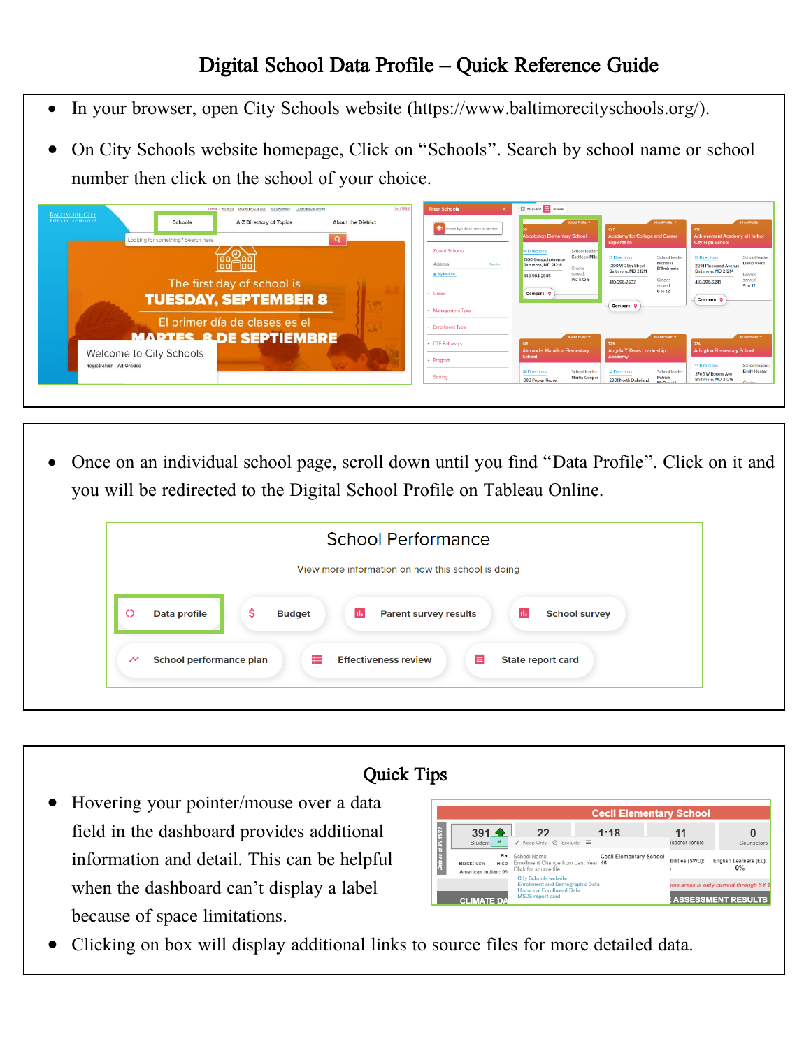# Digital School Data Profile – Quick Reference Guide

- In your browser, open City Schools website (https://www.baltimorecityschools.org/).
- On City Schools website homepage, Click on "Schools". Search by school name or school number then click on the school of your choice.

---

- Once on an individual school page, scroll down until you find "Data Profile". Click on it and you will be redirected to the Digital School Profile on Tableau Online.

---

## Quick Tips

- Hovering your pointer/mouse over a data field in the dashboard provides additional information and detail. This can be helpful when the dashboard can't display a label because of space limitations.
- Clicking on box will display additional links to source files for more detailed data.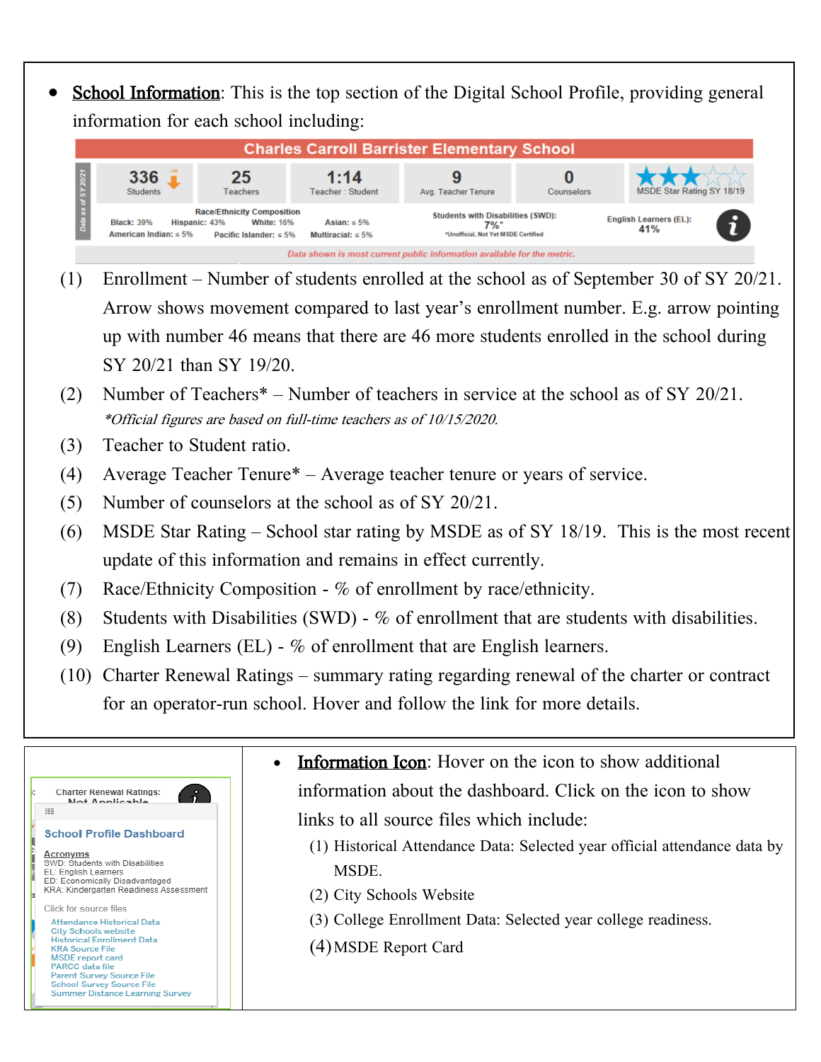- **School Information**: This is the top section of the Digital School Profile, providing general information for each school including:

(1) Enrollment – Number of students enrolled at the school as of September 30 of SY 20/21. Arrow shows movement compared to last year's enrollment number. E.g. arrow pointing up with number 46 means that there are 46 more students enrolled in the school during SY 20/21 than SY 19/20.

(2) Number of Teachers* – Number of teachers in service at the school as of SY 20/21.
*\*Official figures are based on full-time teachers as of 10/15/2020.*

(3) Teacher to Student ratio.

(4) Average Teacher Tenure* – Average teacher tenure or years of service.

(5) Number of counselors at the school as of SY 20/21.

(6) MSDE Star Rating – School star rating by MSDE as of SY 18/19. This is the most recent update of this information and remains in effect currently.

(7) Race/Ethnicity Composition - % of enrollment by race/ethnicity.

(8) Students with Disabilities (SWD) - % of enrollment that are students with disabilities.

(9) English Learners (EL) - % of enrollment that are English learners.

(10) Charter Renewal Ratings – summary rating regarding renewal of the charter or contract for an operator-run school. Hover and follow the link for more details.

- **Information Icon**: Hover on the icon to show additional information about the dashboard. Click on the icon to show links to all source files which include:

(1) Historical Attendance Data: Selected year official attendance data by MSDE.

(2) City Schools Website

(3) College Enrollment Data: Selected year college readiness.

(4) MSDE Report Card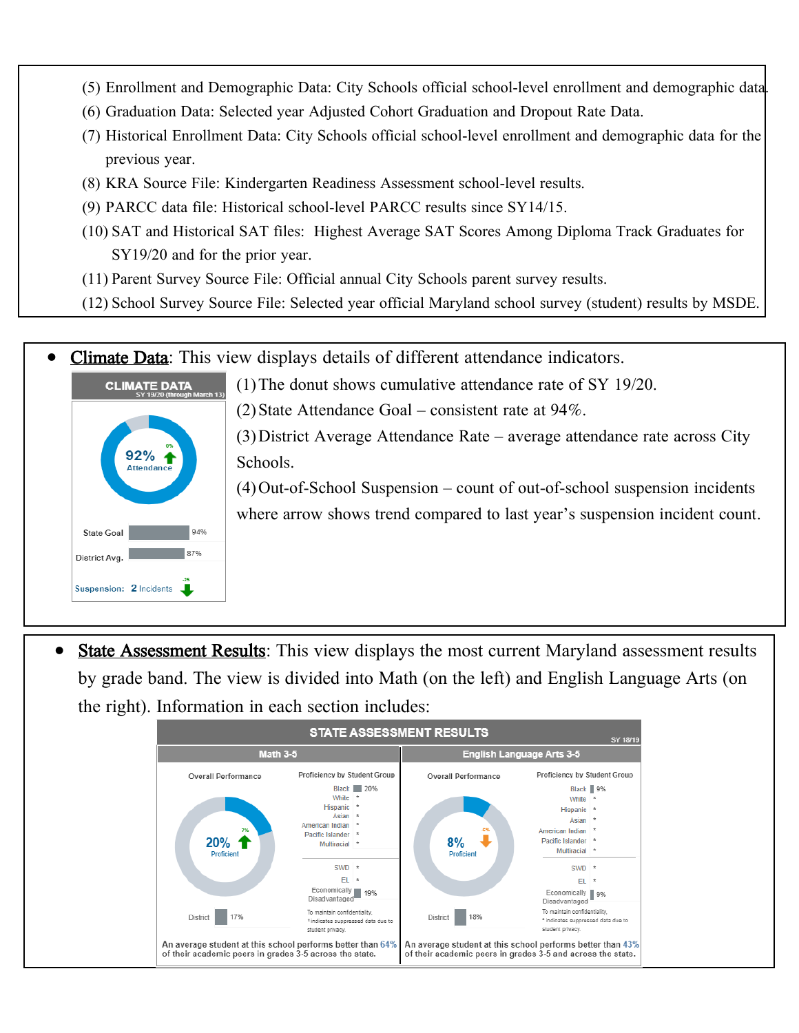(5) Enrollment and Demographic Data: City Schools official school-level enrollment and demographic data.

(6) Graduation Data: Selected year Adjusted Cohort Graduation and Dropout Rate Data.

(7) Historical Enrollment Data: City Schools official school-level enrollment and demographic data for the previous year.

(8) KRA Source File: Kindergarten Readiness Assessment school-level results.

(9) PARCC data file: Historical school-level PARCC results since SY14/15.

(10) SAT and Historical SAT files: Highest Average SAT Scores Among Diploma Track Graduates for SY19/20 and for the prior year.

(11) Parent Survey Source File: Official annual City Schools parent survey results.

(12) School Survey Source File: Selected year official Maryland school survey (student) results by MSDE.

- **Climate Data**: This view displays details of different attendance indicators.

CLIMATE DATA
SY 19/20 (through March 13)

92% Attendance 0%

State Goal 94%

District Avg. 87%

Suspension: 2 Incidents -25

(1) The donut shows cumulative attendance rate of SY 19/20.

(2) State Attendance Goal – consistent rate at 94%.

(3) District Average Attendance Rate – average attendance rate across City Schools.

(4) Out-of-School Suspension – count of out-of-school suspension incidents where arrow shows trend compared to last year's suspension incident count.

- **State Assessment Results**: This view displays the most current Maryland assessment results by grade band. The view is divided into Math (on the left) and English Language Arts (on the right). Information in each section includes:

STATE ASSESSMENT RESULTS SY 18/19

**Math 3-5**

Overall Performance: 20% Proficient (7%)

District 17%

| Proficiency by Student Group | |
|---|---|
| Black | 20% |
| White | * |
| Hispanic | * |
| Asian | * |
| American Indian | * |
| Pacific Islander | * |
| Multiracial | * |
| SWD | * |
| EL | * |
| Economically Disadvantaged | 19% |

To maintain confidentiality, * indicates suppressed data due to student privacy.

An average student at this school performs better than 64% of their academic peers in grades 3-5 across the state.

**English Language Arts 3-5**

Overall Performance: 8% Proficient (0%)

District 18%

| Proficiency by Student Group | |
|---|---|
| Black | 9% |
| White | * |
| Hispanic | * |
| Asian | * |
| American Indian | * |
| Pacific Islander | * |
| Multiracial | * |
| SWD | * |
| EL | * |
| Economically Disadvantaged | 9% |

To maintain confidentiality, * indicates suppressed data due to student privacy.

An average student at this school performs better than 43% of their academic peers in grades 3-5 and across the state.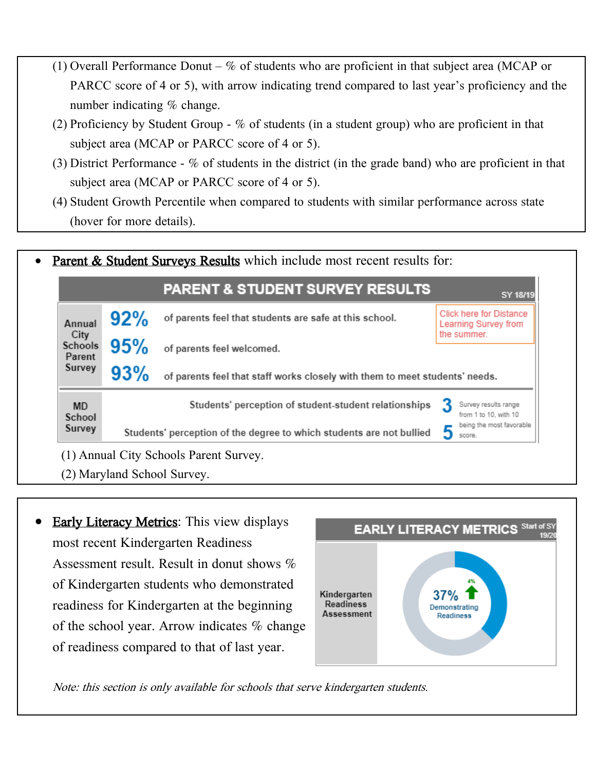(1) Overall Performance Donut – % of students who are proficient in that subject area (MCAP or PARCC score of 4 or 5), with arrow indicating trend compared to last year's proficiency and the number indicating % change.

(2) Proficiency by Student Group - % of students (in a student group) who are proficient in that subject area (MCAP or PARCC score of 4 or 5).

(3) District Performance - % of students in the district (in the grade band) who are proficient in that subject area (MCAP or PARCC score of 4 or 5).

(4) Student Growth Percentile when compared to students with similar performance across state (hover for more details).

- Parent & Student Surveys Results which include most recent results for:

**PARENT & STUDENT SURVEY RESULTS** SY 18/19

| | | |
|---|---|---|
| Annual City Schools Parent Survey | 92% | of parents feel that students are safe at this school. |
| | 95% | of parents feel welcomed. |
| | 93% | of parents feel that staff works closely with them to meet students' needs. |
| MD School Survey | 3 | Students' perception of student-student relationships |
| | 5 | Students' perception of the degree to which students are not bullied |

Click here for Distance Learning Survey from the summer.

Survey results range from 1 to 10, with 10 being the most favorable score.

(1) Annual City Schools Parent Survey.

(2) Maryland School Survey.

- Early Literacy Metrics: This view displays most recent Kindergarten Readiness Assessment result. Result in donut shows % of Kindergarten students who demonstrated readiness for Kindergarten at the beginning of the school year. Arrow indicates % change of readiness compared to that of last year.

**EARLY LITERACY METRICS** Start of SY 19/20

Kindergarten Readiness Assessment: 37% Demonstrating Readiness (↑ 4%)

*Note: this section is only available for schools that serve kindergarten students.*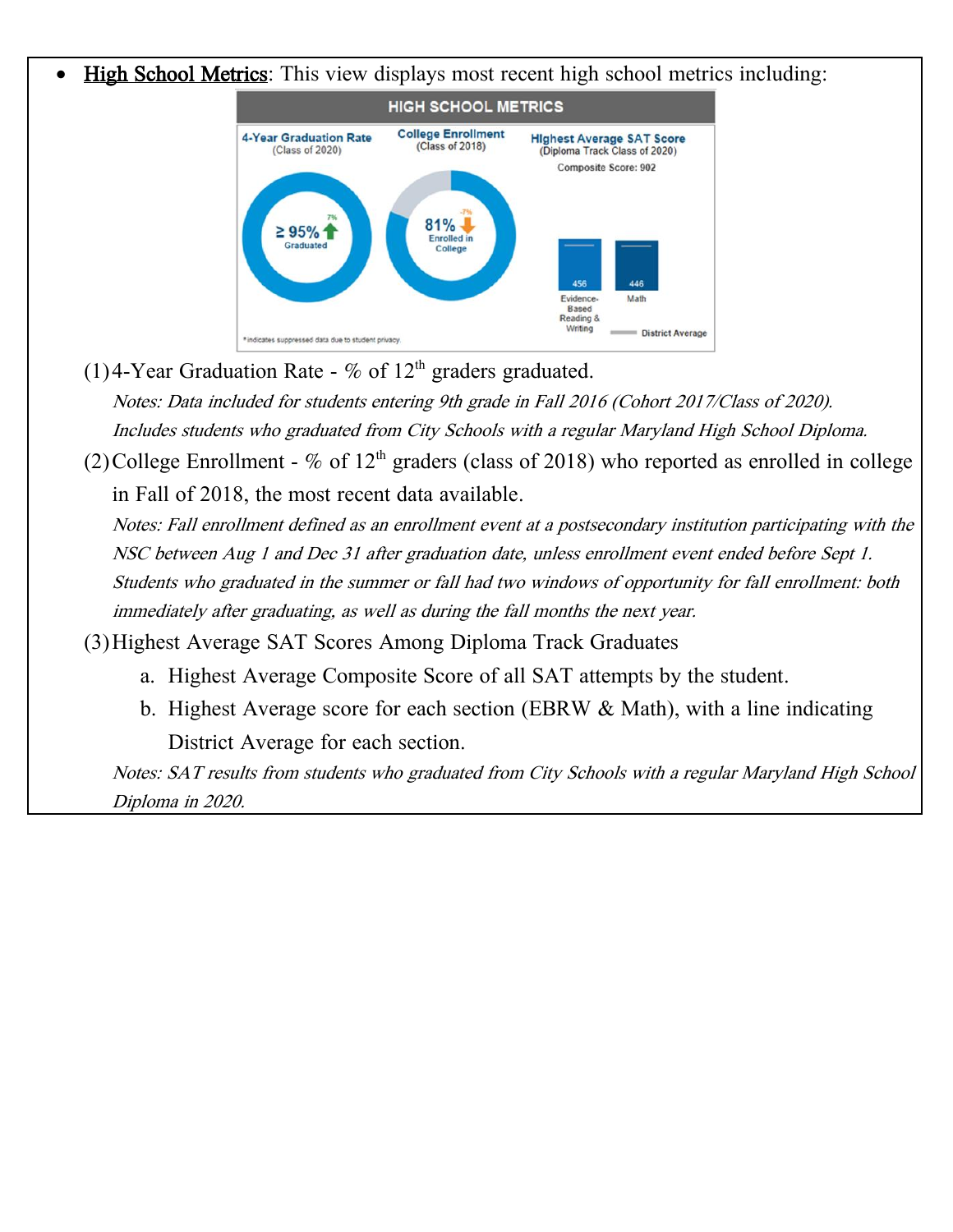- **High School Metrics**: This view displays most recent high school metrics including:

HIGH SCHOOL METRICS

4-Year Graduation Rate
(Class of 2020)

≥ 95%
7%
Graduated

College Enrollment
(Class of 2018)

81%
-7%
Enrolled in College

Highest Average SAT Score
(Diploma Track Class of 2020)

Composite Score: 902

456
Evidence-Based Reading & Writing

446
Math

District Average

*indicates suppressed data due to student privacy.

(1) 4-Year Graduation Rate - % of 12th graders graduated.

*Notes: Data included for students entering 9th grade in Fall 2016 (Cohort 2017/Class of 2020). Includes students who graduated from City Schools with a regular Maryland High School Diploma.*

(2) College Enrollment - % of 12th graders (class of 2018) who reported as enrolled in college in Fall of 2018, the most recent data available.

*Notes: Fall enrollment defined as an enrollment event at a postsecondary institution participating with the NSC between Aug 1 and Dec 31 after graduation date, unless enrollment event ended before Sept 1. Students who graduated in the summer or fall had two windows of opportunity for fall enrollment: both immediately after graduating, as well as during the fall months the next year.*

(3) Highest Average SAT Scores Among Diploma Track Graduates

a. Highest Average Composite Score of all SAT attempts by the student.

b. Highest Average score for each section (EBRW & Math), with a line indicating District Average for each section.

*Notes: SAT results from students who graduated from City Schools with a regular Maryland High School Diploma in 2020.*